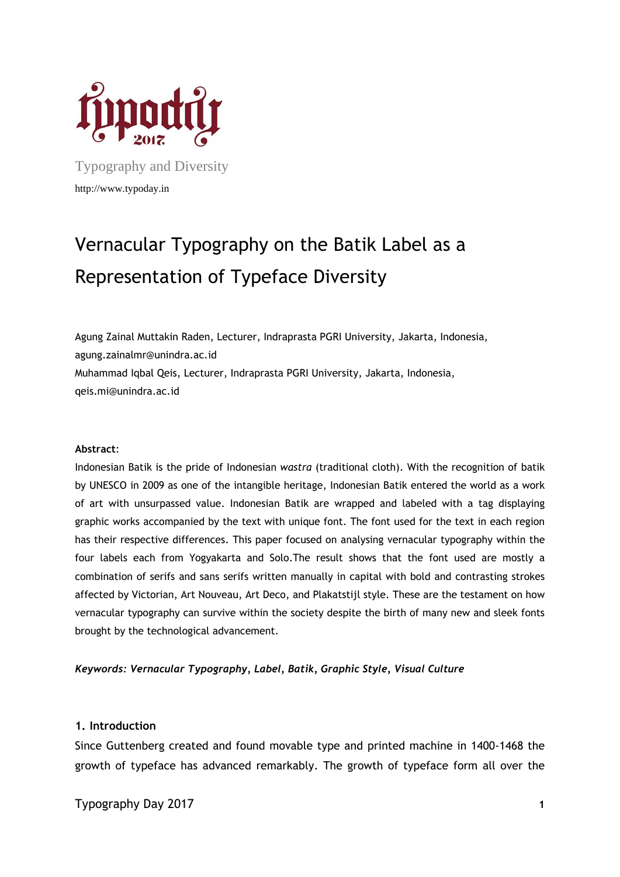Typography and Diversity

http://www.typoday.in

# Vernacular Typography on the Batik Label as a Representation of Typeface Diversity

Agung Zainal Muttakin Raden, Lecturer, Indraprasta PGRI University, Jakarta, Indonesia, agung.zainalmr@unindra.ac.id

Muhammad Iqbal Qeis, Lecturer, Indraprasta PGRI University, Jakarta, Indonesia, qeis.mi@unindra.ac.id

**Abstract**:

Indonesian Batik is the pride of Indonesian *wastra* (traditional cloth). With the recognition of batik by UNESCO in 2009 as one of the intangible heritage, Indonesian Batik entered the world as a work of art with unsurpassed value. Indonesian Batik are wrapped and labeled with a tag displaying graphic works accompanied by the text with unique font. The font used for the text in each region has their respective differences. This paper focused on analysing vernacular typography within the four labels each from Yogyakarta and Solo.The result shows that the font used are mostly a combination of serifs and sans serifs written manually in capital with bold and contrasting strokes affected by Victorian, Art Nouveau, Art Deco, and Plakatstijl style. These are the testament on how vernacular typography can survive within the society despite the birth of many new and sleek fonts brought by the technological advancement.

***Keywords: Vernacular Typography*, *Label*, *Batik*, *Graphic Style*, *Visual Culture***

## 1. Introduction

Since Guttenberg created and found movable type and printed machine in 1400-1468 the growth of typeface has advanced remarkably. The growth of typeface form all over the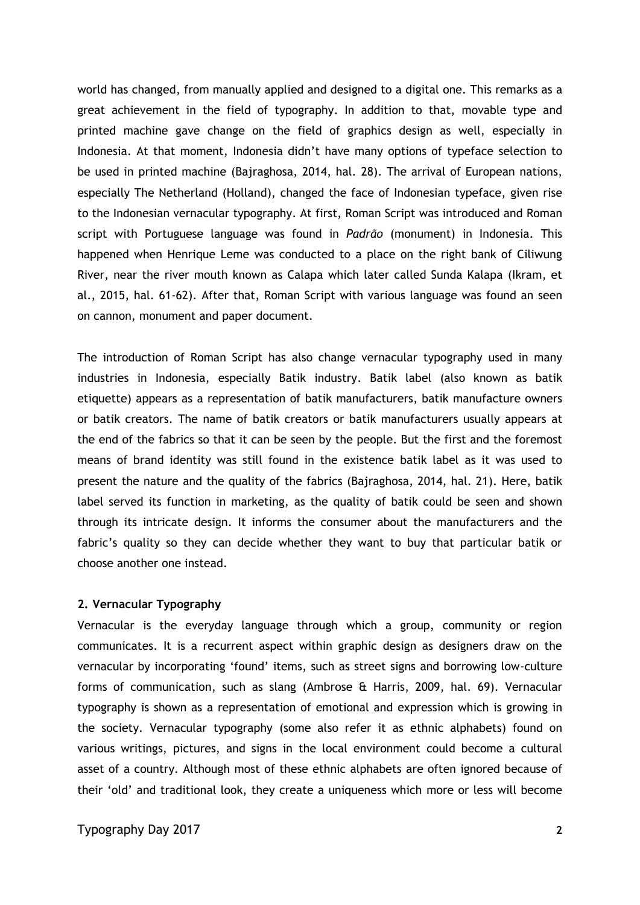world has changed, from manually applied and designed to a digital one. This remarks as a great achievement in the field of typography. In addition to that, movable type and printed machine gave change on the field of graphics design as well, especially in Indonesia. At that moment, Indonesia didn't have many options of typeface selection to be used in printed machine (Bajraghosa, 2014, hal. 28). The arrival of European nations, especially The Netherland (Holland), changed the face of Indonesian typeface, given rise to the Indonesian vernacular typography. At first, Roman Script was introduced and Roman script with Portuguese language was found in *Padrão* (monument) in Indonesia. This happened when Henrique Leme was conducted to a place on the right bank of Ciliwung River, near the river mouth known as Calapa which later called Sunda Kalapa (Ikram, et al., 2015, hal. 61-62). After that, Roman Script with various language was found an seen on cannon, monument and paper document.

The introduction of Roman Script has also change vernacular typography used in many industries in Indonesia, especially Batik industry. Batik label (also known as batik etiquette) appears as a representation of batik manufacturers, batik manufacture owners or batik creators. The name of batik creators or batik manufacturers usually appears at the end of the fabrics so that it can be seen by the people. But the first and the foremost means of brand identity was still found in the existence batik label as it was used to present the nature and the quality of the fabrics (Bajraghosa, 2014, hal. 21). Here, batik label served its function in marketing, as the quality of batik could be seen and shown through its intricate design. It informs the consumer about the manufacturers and the fabric's quality so they can decide whether they want to buy that particular batik or choose another one instead.

## 2. Vernacular Typography

Vernacular is the everyday language through which a group, community or region communicates. It is a recurrent aspect within graphic design as designers draw on the vernacular by incorporating 'found' items, such as street signs and borrowing low-culture forms of communication, such as slang (Ambrose & Harris, 2009, hal. 69). Vernacular typography is shown as a representation of emotional and expression which is growing in the society. Vernacular typography (some also refer it as ethnic alphabets) found on various writings, pictures, and signs in the local environment could become a cultural asset of a country. Although most of these ethnic alphabets are often ignored because of their 'old' and traditional look, they create a uniqueness which more or less will become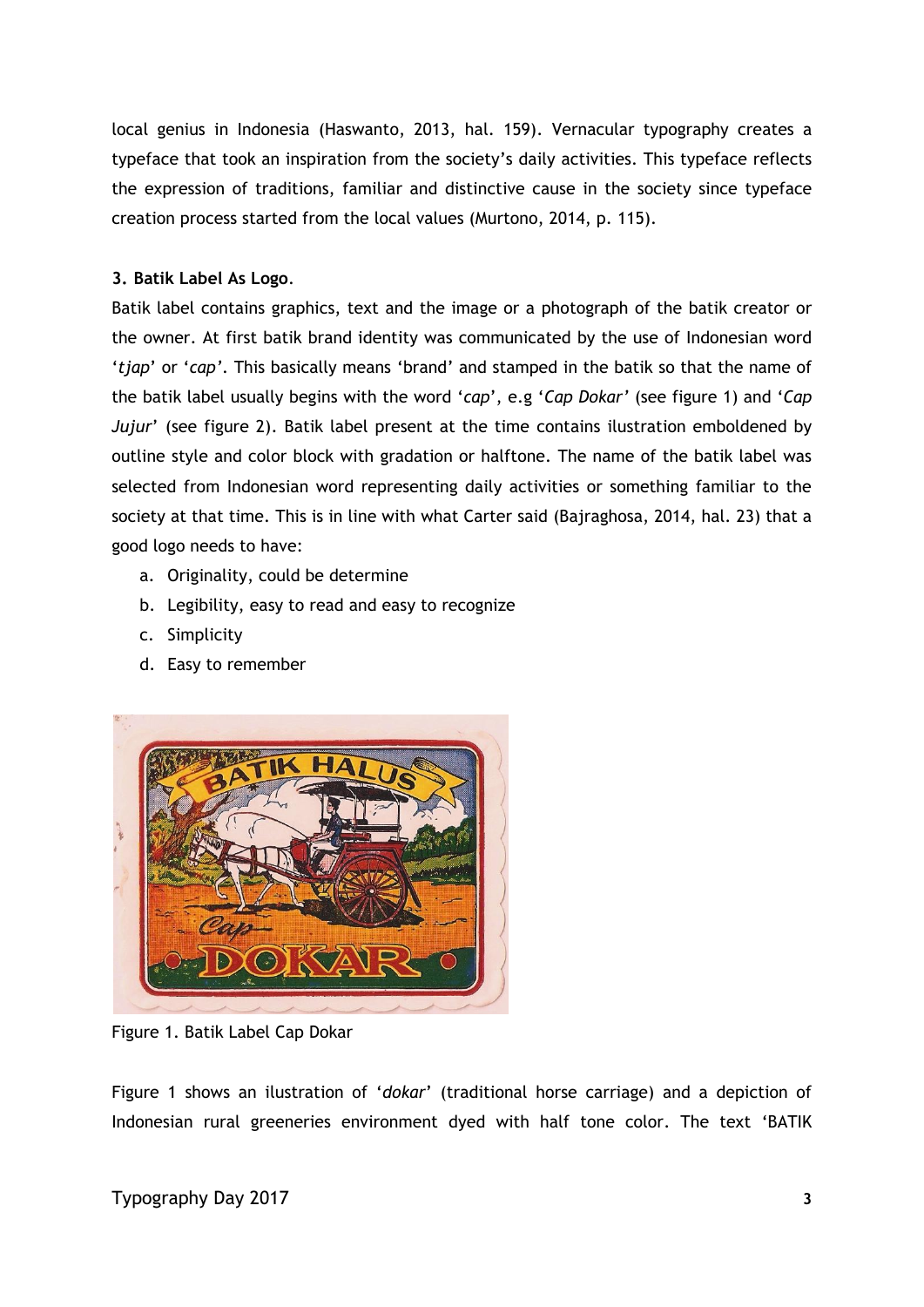local genius in Indonesia (Haswanto, 2013, hal. 159). Vernacular typography creates a typeface that took an inspiration from the society's daily activities. This typeface reflects the expression of traditions, familiar and distinctive cause in the society since typeface creation process started from the local values (Murtono, 2014, p. 115).

**3. Batik Label As Logo**.

Batik label contains graphics, text and the image or a photograph of the batik creator or the owner. At first batik brand identity was communicated by the use of Indonesian word '*tjap*' or '*cap*'. This basically means 'brand' and stamped in the batik so that the name of the batik label usually begins with the word '*cap*', e.g '*Cap Dokar'* (see figure 1) and '*Cap Jujur*' (see figure 2). Batik label present at the time contains ilustration emboldened by outline style and color block with gradation or halftone. The name of the batik label was selected from Indonesian word representing daily activities or something familiar to the society at that time. This is in line with what Carter said (Bajraghosa, 2014, hal. 23) that a good logo needs to have:

a. Originality, could be determine
b. Legibility, easy to read and easy to recognize
c. Simplicity
d. Easy to remember

Figure 1. Batik Label Cap Dokar

Figure 1 shows an ilustration of '*dokar*' (traditional horse carriage) and a depiction of Indonesian rural greeneries environment dyed with half tone color. The text 'BATIK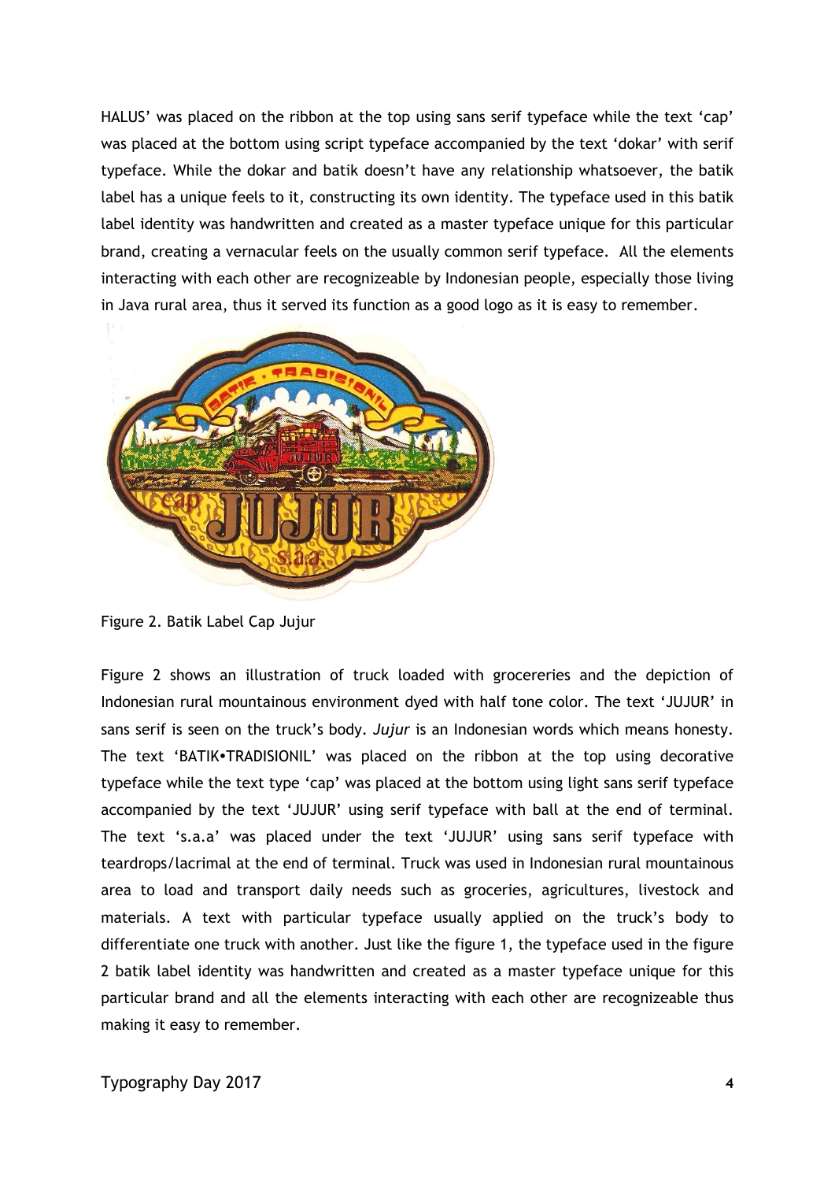HALUS' was placed on the ribbon at the top using sans serif typeface while the text 'cap' was placed at the bottom using script typeface accompanied by the text 'dokar' with serif typeface. While the dokar and batik doesn't have any relationship whatsoever, the batik label has a unique feels to it, constructing its own identity. The typeface used in this batik label identity was handwritten and created as a master typeface unique for this particular brand, creating a vernacular feels on the usually common serif typeface. All the elements interacting with each other are recognizeable by Indonesian people, especially those living in Java rural area, thus it served its function as a good logo as it is easy to remember.

Figure 2. Batik Label Cap Jujur

Figure 2 shows an illustration of truck loaded with grocereries and the depiction of Indonesian rural mountainous environment dyed with half tone color. The text 'JUJUR' in sans serif is seen on the truck's body. *Jujur* is an Indonesian words which means honesty. The text 'BATIK•TRADISIONIL' was placed on the ribbon at the top using decorative typeface while the text type 'cap' was placed at the bottom using light sans serif typeface accompanied by the text 'JUJUR' using serif typeface with ball at the end of terminal. The text 's.a.a' was placed under the text 'JUJUR' using sans serif typeface with teardrops/lacrimal at the end of terminal. Truck was used in Indonesian rural mountainous area to load and transport daily needs such as groceries, agricultures, livestock and materials. A text with particular typeface usually applied on the truck's body to differentiate one truck with another. Just like the figure 1, the typeface used in the figure 2 batik label identity was handwritten and created as a master typeface unique for this particular brand and all the elements interacting with each other are recognizeable thus making it easy to remember.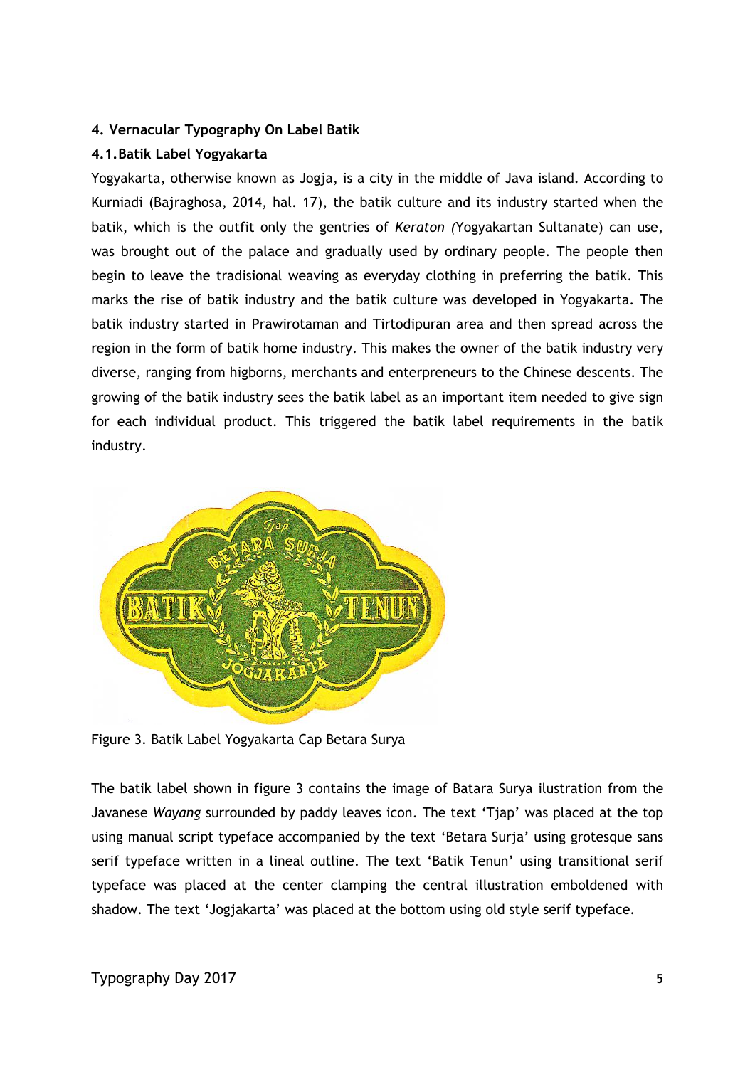#### 4. Vernacular Typography On Label Batik

#### 4.1. Batik Label Yogyakarta

Yogyakarta, otherwise known as Jogja, is a city in the middle of Java island. According to Kurniadi (Bajraghosa, 2014, hal. 17), the batik culture and its industry started when the batik, which is the outfit only the gentries of *Keraton (*Yogyakartan Sultanate) can use, was brought out of the palace and gradually used by ordinary people. The people then begin to leave the tradisional weaving as everyday clothing in preferring the batik. This marks the rise of batik industry and the batik culture was developed in Yogyakarta. The batik industry started in Prawirotaman and Tirtodipuran area and then spread across the region in the form of batik home industry. This makes the owner of the batik industry very diverse, ranging from higborns, merchants and enterpreneurs to the Chinese descents. The growing of the batik industry sees the batik label as an important item needed to give sign for each individual product. This triggered the batik label requirements in the batik industry.

Figure 3. Batik Label Yogyakarta Cap Betara Surya

The batik label shown in figure 3 contains the image of Batara Surya ilustration from the Javanese *Wayang* surrounded by paddy leaves icon. The text 'Tjap' was placed at the top using manual script typeface accompanied by the text 'Betara Surja' using grotesque sans serif typeface written in a lineal outline. The text 'Batik Tenun' using transitional serif typeface was placed at the center clamping the central illustration emboldened with shadow. The text 'Jogjakarta' was placed at the bottom using old style serif typeface.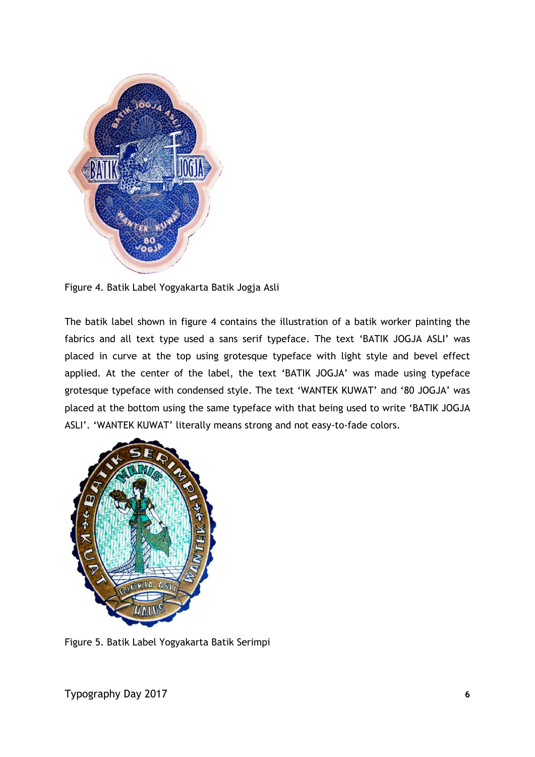Figure 4. Batik Label Yogyakarta Batik Jogja Asli

The batik label shown in figure 4 contains the illustration of a batik worker painting the fabrics and all text type used a sans serif typeface. The text 'BATIK JOGJA ASLI' was placed in curve at the top using grotesque typeface with light style and bevel effect applied. At the center of the label, the text 'BATIK JOGJA' was made using typeface grotesque typeface with condensed style. The text 'WANTEK KUWAT' and '80 JOGJA' was placed at the bottom using the same typeface with that being used to write 'BATIK JOGJA ASLI'. 'WANTEK KUWAT' literally means strong and not easy-to-fade colors.

Figure 5. Batik Label Yogyakarta Batik Serimpi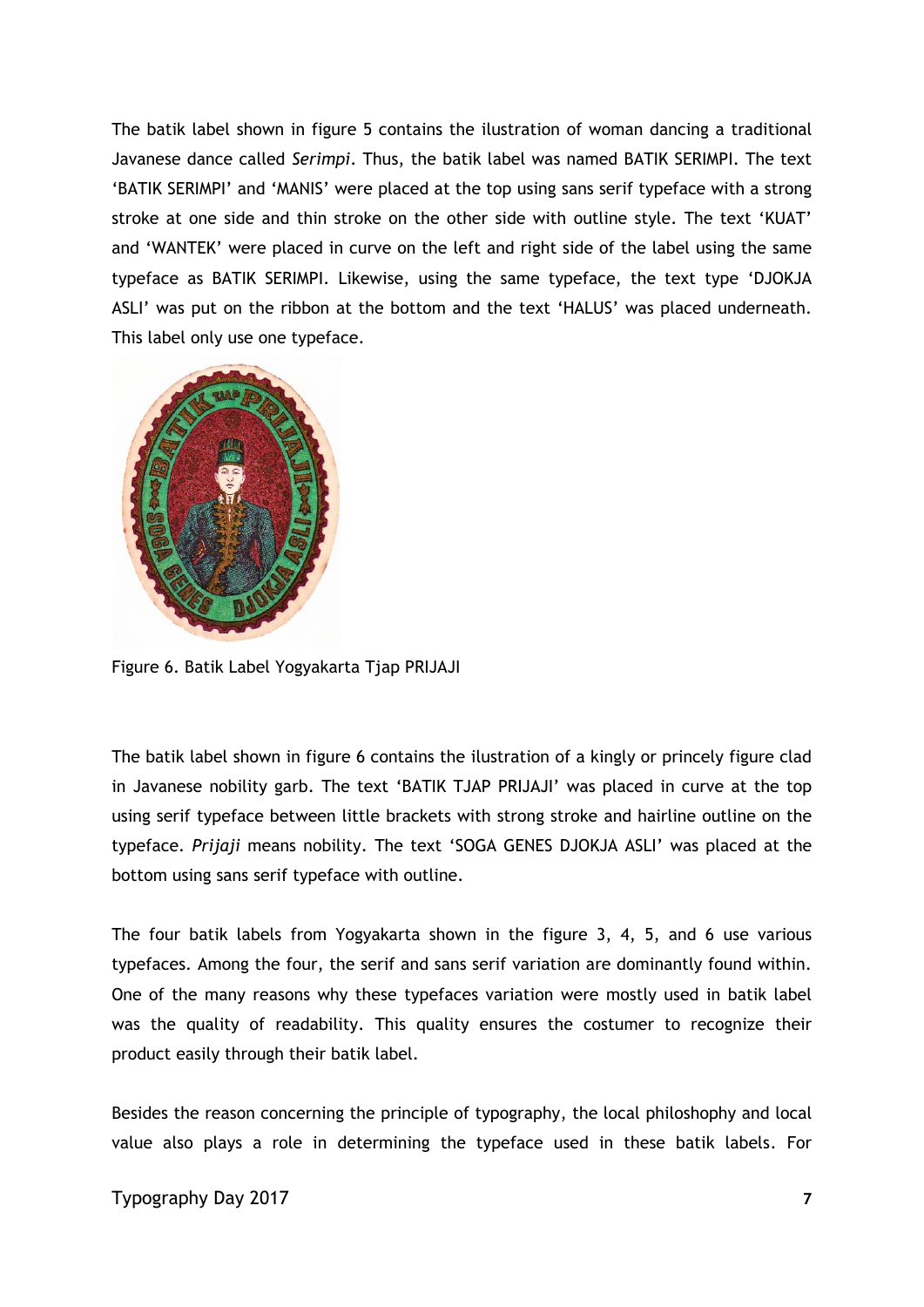The batik label shown in figure 5 contains the ilustration of woman dancing a traditional Javanese dance called *Serimpi*. Thus, the batik label was named BATIK SERIMPI. The text 'BATIK SERIMPI' and 'MANIS' were placed at the top using sans serif typeface with a strong stroke at one side and thin stroke on the other side with outline style. The text 'KUAT' and 'WANTEK' were placed in curve on the left and right side of the label using the same typeface as BATIK SERIMPI. Likewise, using the same typeface, the text type 'DJOKJA ASLI' was put on the ribbon at the bottom and the text 'HALUS' was placed underneath. This label only use one typeface.

Figure 6. Batik Label Yogyakarta Tjap PRIJAJI

The batik label shown in figure 6 contains the illustration of a kingly or princely figure clad in Javanese nobility garb. The text 'BATIK TJAP PRIJAJI' was placed in curve at the top using serif typeface between little brackets with strong stroke and hairline outline on the typeface. *Prijaji* means nobility. The text 'SOGA GENES DJOKJA ASLI' was placed at the bottom using sans serif typeface with outline.

The four batik labels from Yogyakarta shown in the figure 3, 4, 5, and 6 use various typefaces. Among the four, the serif and sans serif variation are dominantly found within. One of the many reasons why these typefaces variation were mostly used in batik label was the quality of readability. This quality ensures the costumer to recognize their product easily through their batik label.

Besides the reason concerning the principle of typography, the local philoshophy and local value also plays a role in determining the typeface used in these batik labels. For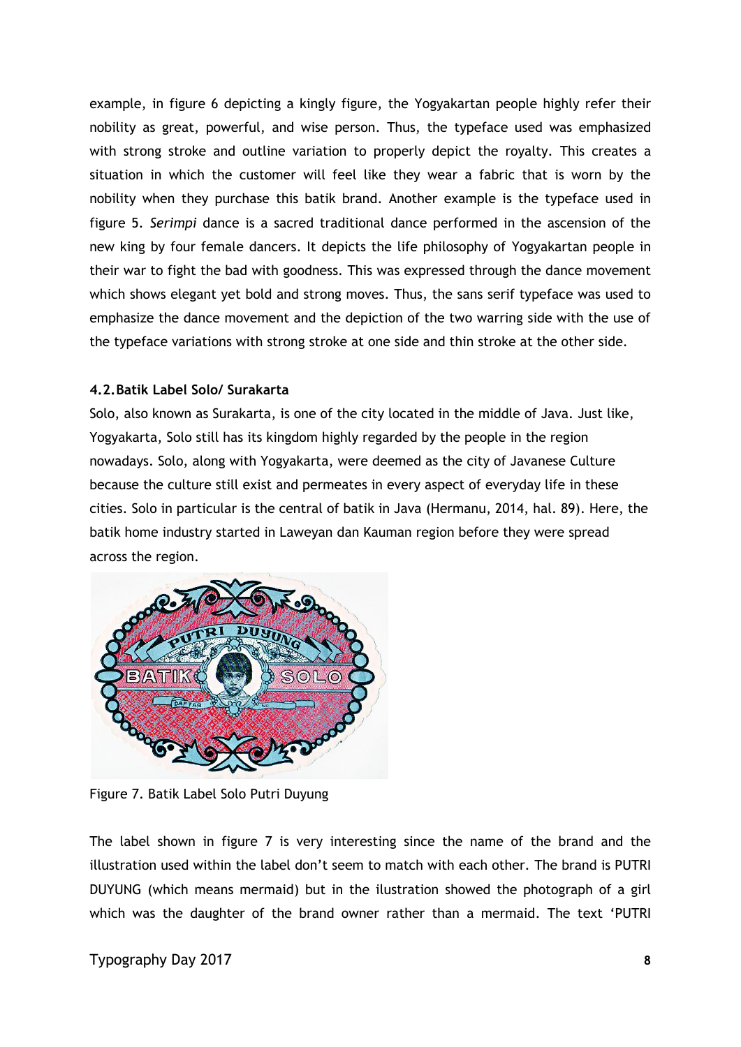example, in figure 6 depicting a kingly figure, the Yogyakartan people highly refer their nobility as great, powerful, and wise person. Thus, the typeface used was emphasized with strong stroke and outline variation to properly depict the royalty. This creates a situation in which the customer will feel like they wear a fabric that is worn by the nobility when they purchase this batik brand. Another example is the typeface used in figure 5. *Serimpi* dance is a sacred traditional dance performed in the ascension of the new king by four female dancers. It depicts the life philosophy of Yogyakartan people in their war to fight the bad with goodness. This was expressed through the dance movement which shows elegant yet bold and strong moves. Thus, the sans serif typeface was used to emphasize the dance movement and the depiction of the two warring side with the use of the typeface variations with strong stroke at one side and thin stroke at the other side.

### 4.2. Batik Label Solo/ Surakarta

Solo, also known as Surakarta, is one of the city located in the middle of Java. Just like, Yogyakarta, Solo still has its kingdom highly regarded by the people in the region nowadays. Solo, along with Yogyakarta, were deemed as the city of Javanese Culture because the culture still exist and permeates in every aspect of everyday life in these cities. Solo in particular is the central of batik in Java (Hermanu, 2014, hal. 89). Here, the batik home industry started in Laweyan dan Kauman region before they were spread across the region.

Figure 7. Batik Label Solo Putri Duyung

The label shown in figure 7 is very interesting since the name of the brand and the illustration used within the label don't seem to match with each other. The brand is PUTRI DUYUNG (which means mermaid) but in the ilustration showed the photograph of a girl which was the daughter of the brand owner rather than a mermaid. The text 'PUTRI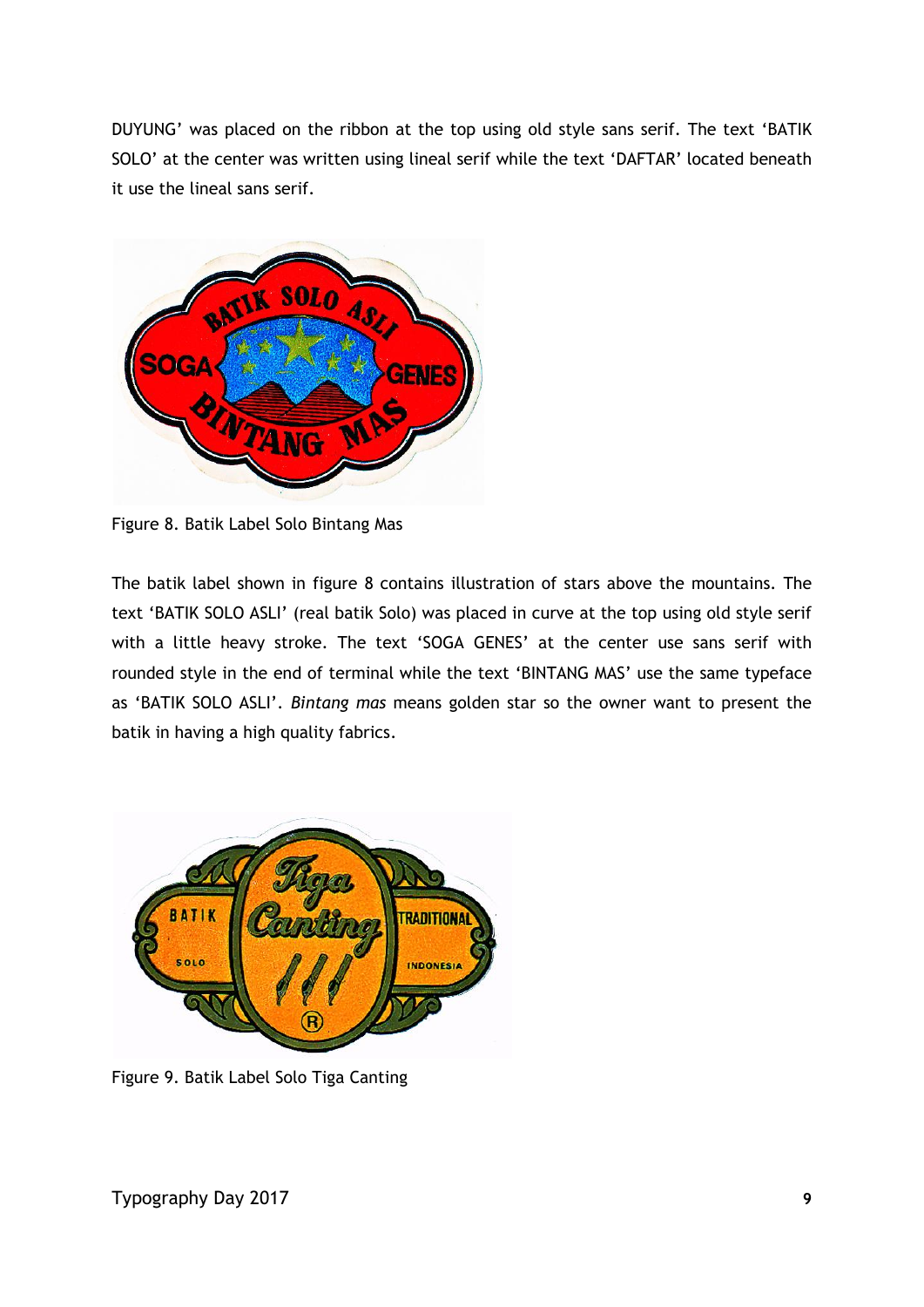DUYUNG' was placed on the ribbon at the top using old style sans serif. The text 'BATIK SOLO' at the center was written using lineal serif while the text 'DAFTAR' located beneath it use the lineal sans serif.

Figure 8. Batik Label Solo Bintang Mas

The batik label shown in figure 8 contains illustration of stars above the mountains. The text 'BATIK SOLO ASLI' (real batik Solo) was placed in curve at the top using old style serif with a little heavy stroke. The text 'SOGA GENES' at the center use sans serif with rounded style in the end of terminal while the text 'BINTANG MAS' use the same typeface as 'BATIK SOLO ASLI'. *Bintang mas* means golden star so the owner want to present the batik in having a high quality fabrics.

Figure 9. Batik Label Solo Tiga Canting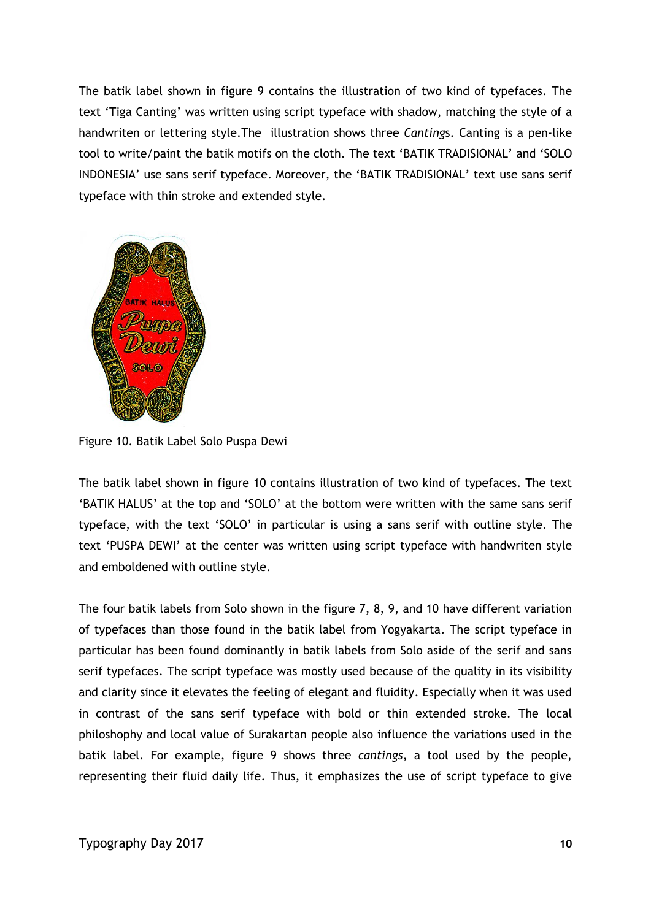The batik label shown in figure 9 contains the illustration of two kind of typefaces. The text 'Tiga Canting' was written using script typeface with shadow, matching the style of a handwriten or lettering style.The illustration shows three *Canting*s. Canting is a pen-like tool to write/paint the batik motifs on the cloth. The text 'BATIK TRADISIONAL' and 'SOLO INDONESIA' use sans serif typeface. Moreover, the 'BATIK TRADISIONAL' text use sans serif typeface with thin stroke and extended style.

Figure 10. Batik Label Solo Puspa Dewi

The batik label shown in figure 10 contains illustration of two kind of typefaces. The text 'BATIK HALUS' at the top and 'SOLO' at the bottom were written with the same sans serif typeface, with the text 'SOLO' in particular is using a sans serif with outline style. The text 'PUSPA DEWI' at the center was written using script typeface with handwriten style and emboldened with outline style.

The four batik labels from Solo shown in the figure 7, 8, 9, and 10 have different variation of typefaces than those found in the batik label from Yogyakarta. The script typeface in particular has been found dominantly in batik labels from Solo aside of the serif and sans serif typefaces. The script typeface was mostly used because of the quality in its visibility and clarity since it elevates the feeling of elegant and fluidity. Especially when it was used in contrast of the sans serif typeface with bold or thin extended stroke. The local philoshophy and local value of Surakartan people also influence the variations used in the batik label. For example, figure 9 shows three *cantings*, a tool used by the people, representing their fluid daily life. Thus, it emphasizes the use of script typeface to give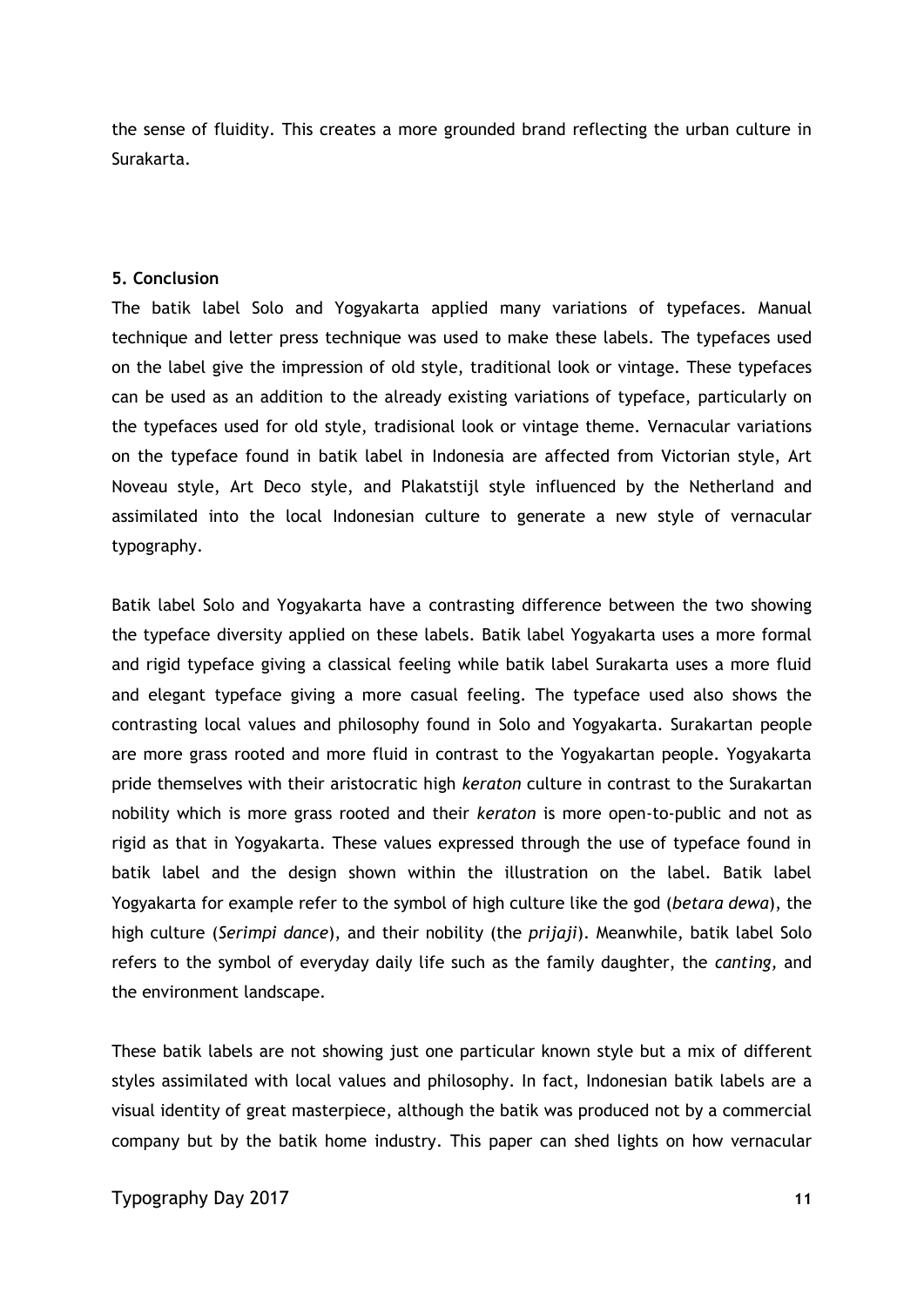the sense of fluidity. This creates a more grounded brand reflecting the urban culture in Surakarta.

## 5. Conclusion

The batik label Solo and Yogyakarta applied many variations of typefaces. Manual technique and letter press technique was used to make these labels. The typefaces used on the label give the impression of old style, traditional look or vintage. These typefaces can be used as an addition to the already existing variations of typeface, particularly on the typefaces used for old style, tradisional look or vintage theme. Vernacular variations on the typeface found in batik label in Indonesia are affected from Victorian style, Art Noveau style, Art Deco style, and Plakatstijl style influenced by the Netherland and assimilated into the local Indonesian culture to generate a new style of vernacular typography.

Batik label Solo and Yogyakarta have a contrasting difference between the two showing the typeface diversity applied on these labels. Batik label Yogyakarta uses a more formal and rigid typeface giving a classical feeling while batik label Surakarta uses a more fluid and elegant typeface giving a more casual feeling. The typeface used also shows the contrasting local values and philosophy found in Solo and Yogyakarta. Surakartan people are more grass rooted and more fluid in contrast to the Yogyakartan people. Yogyakarta pride themselves with their aristocratic high *keraton* culture in contrast to the Surakartan nobility which is more grass rooted and their *keraton* is more open-to-public and not as rigid as that in Yogyakarta. These values expressed through the use of typeface found in batik label and the design shown within the illustration on the label. Batik label Yogyakarta for example refer to the symbol of high culture like the god (*betara dewa*), the high culture (*Serimpi dance*), and their nobility (the *prijaji*). Meanwhile, batik label Solo refers to the symbol of everyday daily life such as the family daughter, the *canting,* and the environment landscape.

These batik labels are not showing just one particular known style but a mix of different styles assimilated with local values and philosophy. In fact, Indonesian batik labels are a visual identity of great masterpiece, although the batik was produced not by a commercial company but by the batik home industry. This paper can shed lights on how vernacular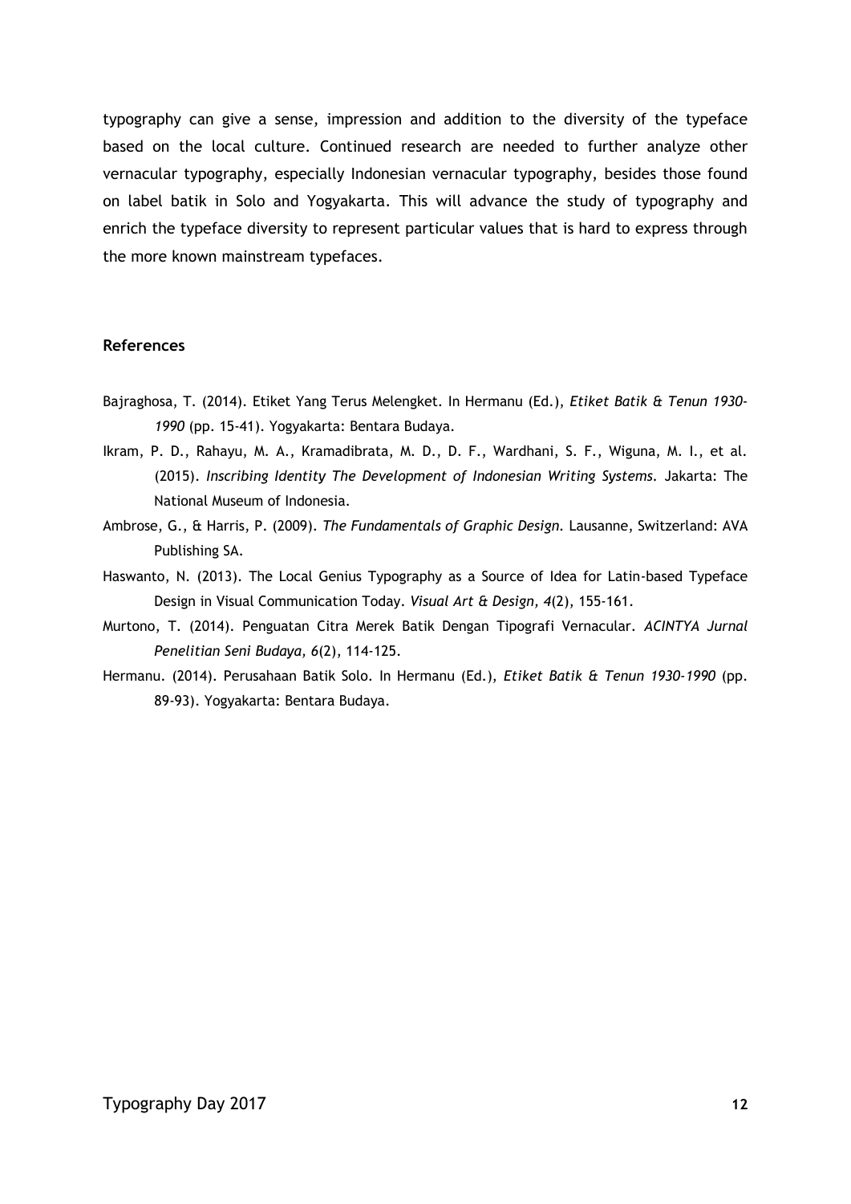typography can give a sense, impression and addition to the diversity of the typeface based on the local culture. Continued research are needed to further analyze other vernacular typography, especially Indonesian vernacular typography, besides those found on label batik in Solo and Yogyakarta. This will advance the study of typography and enrich the typeface diversity to represent particular values that is hard to express through the more known mainstream typefaces.

## References

Bajraghosa, T. (2014). Etiket Yang Terus Melengket. In Hermanu (Ed.), *Etiket Batik & Tenun 1930-1990* (pp. 15-41). Yogyakarta: Bentara Budaya.

Ikram, P. D., Rahayu, M. A., Kramadibrata, M. D., D. F., Wardhani, S. F., Wiguna, M. I., et al. (2015). *Inscribing Identity The Development of Indonesian Writing Systems.* Jakarta: The National Museum of Indonesia.

Ambrose, G., & Harris, P. (2009). *The Fundamentals of Graphic Design.* Lausanne, Switzerland: AVA Publishing SA.

Haswanto, N. (2013). The Local Genius Typography as a Source of Idea for Latin-based Typeface Design in Visual Communication Today. *Visual Art & Design, 4*(2), 155-161.

Murtono, T. (2014). Penguatan Citra Merek Batik Dengan Tipografi Vernacular. *ACINTYA Jurnal Penelitian Seni Budaya, 6*(2), 114-125.

Hermanu. (2014). Perusahaan Batik Solo. In Hermanu (Ed.), *Etiket Batik & Tenun 1930-1990* (pp. 89-93). Yogyakarta: Bentara Budaya.